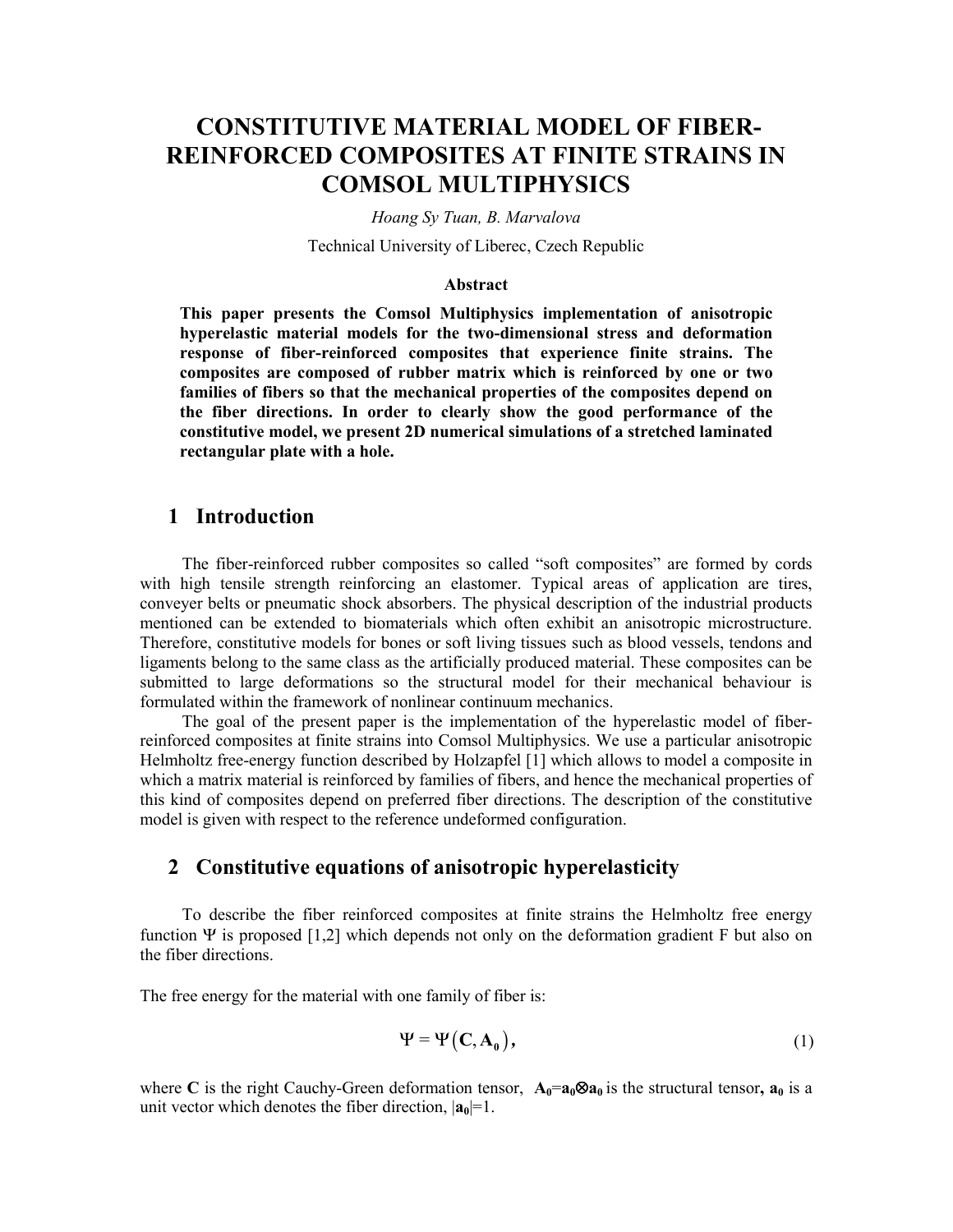# CONSTITUTIVE MATERIAL MODEL OF FIBER-REINFORCED COMPOSITES AT FINITE STRAINS IN COMSOL MULTIPHYSICS

*Hoang Sy Tuan, B. Marvalova*

Technical University of Liberec, Czech Republic

### Abstract

**This paper presents the Comsol Multiphysics implementation of anisotropic hyperelastic material models for the two-dimensional stress and deformation response of fiber-reinforced composites that experience finite strains. The composites are composed of rubber matrix which is reinforced by one or two families of fibers so that the mechanical properties of the composites depend on the fiber directions. In order to clearly show the good performance of the constitutive model, we present 2D numerical simulations of a stretched laminated rectangular plate with a hole.**

## 1 Introduction

The fiber-reinforced rubber composites so called "soft composites" are formed by cords with high tensile strength reinforcing an elastomer. Typical areas of application are tires, conveyer belts or pneumatic shock absorbers. The physical description of the industrial products mentioned can be extended to biomaterials which often exhibit an anisotropic microstructure. Therefore, constitutive models for bones or soft living tissues such as blood vessels, tendons and ligaments belong to the same class as the artificially produced material. These composites can be submitted to large deformations so the structural model for their mechanical behaviour is formulated within the framework of nonlinear continuum mechanics.

The goal of the present paper is the implementation of the hyperelastic model of fiber-reinforced composites at finite strains into Comsol Multiphysics. We use a particular anisotropic Helmholtz free-energy function described by Holzapfel [1] which allows to model a composite in which a matrix material is reinforced by families of fibers, and hence the mechanical properties of this kind of composites depend on preferred fiber directions. The description of the constitutive model is given with respect to the reference undeformed configuration.

## 2 Constitutive equations of anisotropic hyperelasticity

To describe the fiber reinforced composites at finite strains the Helmholtz free energy function $\Psi$ is proposed [1,2] which depends not only on the deformation gradient F but also on the fiber directions.

The free energy for the material with one family of fiber is:

$$\Psi = \Psi\left(\mathbf{C}, \mathbf{A_0}\right), \tag{1}$$

where $\mathbf{C}$ is the right Cauchy-Green deformation tensor, $\mathbf{A_0}=\mathbf{a_0}\otimes\mathbf{a_0}$ is the structural tensor, $\mathbf{a_0}$ is a unit vector which denotes the fiber direction, $|\mathbf{a_0}|=1$.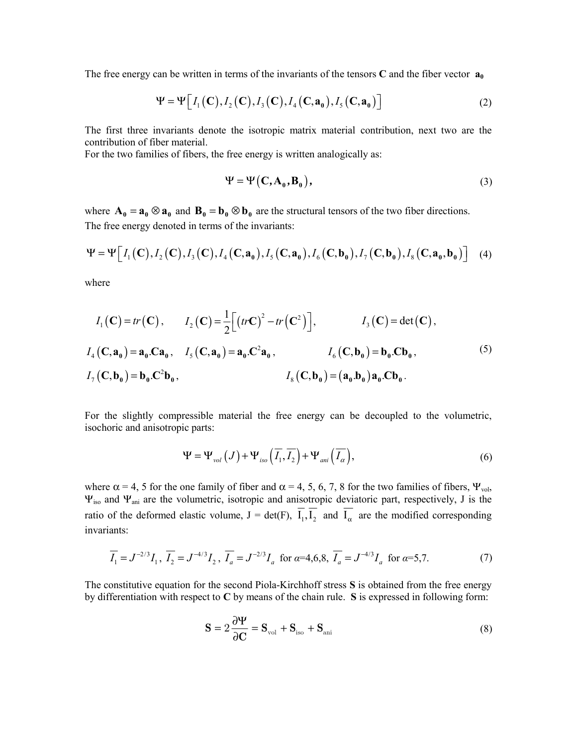The free energy can be written in terms of the invariants of the tensors **C** and the fiber vector $\mathbf{a_0}$

$$\Psi = \Psi\left[I_1(\mathbf{C}), I_2(\mathbf{C}), I_3(\mathbf{C}), I_4(\mathbf{C},\mathbf{a_0}), I_5(\mathbf{C},\mathbf{a_0})\right] \tag{2}$$

The first three invariants denote the isotropic matrix material contribution, next two are the contribution of fiber material.
For the two families of fibers, the free energy is written analogically as:

$$\Psi = \Psi(\mathbf{C}, \mathbf{A_0}, \mathbf{B_0}), \tag{3}$$

where $\mathbf{A_0} = \mathbf{a_0} \otimes \mathbf{a_0}$ and $\mathbf{B_0} = \mathbf{b_0} \otimes \mathbf{b_0}$ are the structural tensors of the two fiber directions.
The free energy denoted in terms of the invariants:

$$\Psi = \Psi\left[I_1(\mathbf{C}), I_2(\mathbf{C}), I_3(\mathbf{C}), I_4(\mathbf{C},\mathbf{a_0}), I_5(\mathbf{C},\mathbf{a_0}), I_6(\mathbf{C},\mathbf{b_0}), I_7(\mathbf{C},\mathbf{b_0}), I_8(\mathbf{C},\mathbf{a_0},\mathbf{b_0})\right] \tag{4}$$

where

$$\begin{aligned}
&I_1(\mathbf{C}) = tr(\mathbf{C}), \quad I_2(\mathbf{C}) = \frac{1}{2}\left[(tr\mathbf{C})^2 - tr(\mathbf{C}^2)\right], \quad I_3(\mathbf{C}) = \det(\mathbf{C}), \\
&I_4(\mathbf{C},\mathbf{a_0}) = \mathbf{a_0}.\mathbf{C}\mathbf{a_0}, \quad I_5(\mathbf{C},\mathbf{a_0}) = \mathbf{a_0}.\mathbf{C}^2\mathbf{a_0}, \quad I_6(\mathbf{C},\mathbf{b_0}) = \mathbf{b_0}.\mathbf{C}\mathbf{b_0}, \\
&I_7(\mathbf{C},\mathbf{b_0}) = \mathbf{b_0}.\mathbf{C}^2\mathbf{b_0}, \quad I_8(\mathbf{C},\mathbf{b_0}) = (\mathbf{a_0}.\mathbf{b_0})\,\mathbf{a_0}.\mathbf{C}\mathbf{b_0}.
\end{aligned} \tag{5}$$

For the slightly compressible material the free energy can be decoupled to the volumetric, isochoric and anisotropic parts:

$$\Psi = \Psi_{vol}(J) + \Psi_{iso}\left(\overline{I_1}, \overline{I_2}\right) + \Psi_{ani}\left(\overline{I_\alpha}\right), \tag{6}$$

where $\alpha$ = 4, 5 for the one family of fiber and $\alpha$ = 4, 5, 6, 7, 8 for the two families of fibers, $\Psi_{vol}$, $\Psi_{iso}$ and $\Psi_{ani}$ are the volumetric, isotropic and anisotropic deviatoric part, respectively, J is the ratio of the deformed elastic volume, J = det(F), $\overline{I_1}, \overline{I_2}$ and $\overline{I_\alpha}$ are the modified corresponding invariants:

$$\overline{I_1} = J^{-2/3} I_1, \; \overline{I_2} = J^{-4/3} I_2, \; \overline{I_a} = J^{-2/3} I_a \text{ for } \alpha\text{=4,6,8}, \; \overline{I_a} = J^{-4/3} I_a \text{ for } \alpha\text{=5,7}. \tag{7}$$

The constitutive equation for the second Piola-Kirchhoff stress **S** is obtained from the free energy by differentiation with respect to **C** by means of the chain rule. **S** is expressed in following form:

$$\mathbf{S} = 2\frac{\partial \Psi}{\partial \mathbf{C}} = \mathbf{S}_{\text{vol}} + \mathbf{S}_{\text{iso}} + \mathbf{S}_{\text{ani}} \tag{8}$$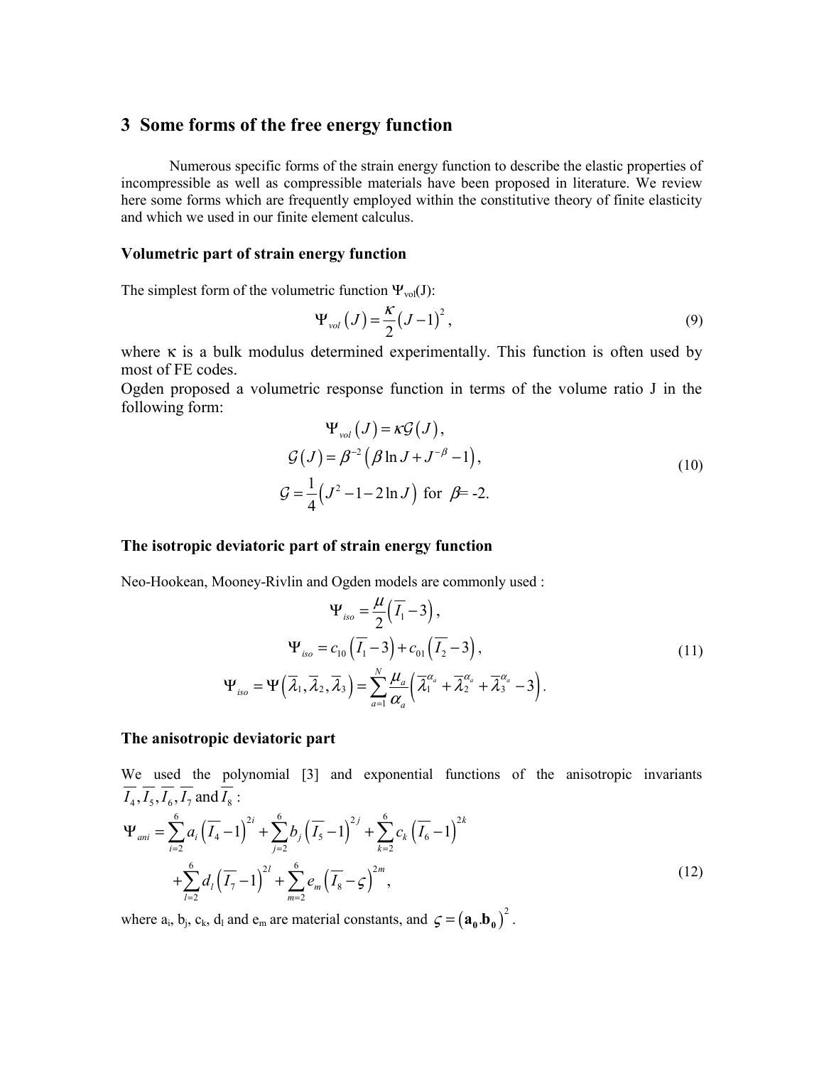## 3 Some forms of the free energy function

Numerous specific forms of the strain energy function to describe the elastic properties of incompressible as well as compressible materials have been proposed in literature. We review here some forms which are frequently employed within the constitutive theory of finite elasticity and which we used in our finite element calculus.

### Volumetric part of strain energy function

The simplest form of the volumetric function $\Psi_{vol}(J)$:

$$\Psi_{vol}(J) = \frac{\kappa}{2}(J-1)^2, \tag{9}$$

where $\kappa$ is a bulk modulus determined experimentally. This function is often used by most of FE codes.

Ogden proposed a volumetric response function in terms of the volume ratio J in the following form:

$$\begin{gathered}\Psi_{vol}(J) = \kappa \mathcal{G}(J), \\ \mathcal{G}(J) = \beta^{-2}\left(\beta \ln J + J^{-\beta} - 1\right), \\ \mathcal{G} = \frac{1}{4}\left(J^2 - 1 - 2\ln J\right) \text{ for } \beta = \text{-2}.\end{gathered} \tag{10}$$

### The isotropic deviatoric part of strain energy function

Neo-Hookean, Mooney-Rivlin and Ogden models are commonly used :

$$\begin{gathered}\Psi_{iso} = \frac{\mu}{2}\left(\overline{I}_1 - 3\right), \\ \Psi_{iso} = c_{10}\left(\overline{I}_1 - 3\right) + c_{01}\left(\overline{I}_2 - 3\right), \\ \Psi_{iso} = \Psi\left(\overline{\lambda}_1, \overline{\lambda}_2, \overline{\lambda}_3\right) = \sum_{a=1}^{N} \frac{\mu_a}{\alpha_a}\left(\overline{\lambda}_1^{\alpha_a} + \overline{\lambda}_2^{\alpha_a} + \overline{\lambda}_3^{\alpha_a} - 3\right).\end{gathered} \tag{11}$$

### The anisotropic deviatoric part

We used the polynomial [3] and exponential functions of the anisotropic invariants $\overline{I}_4, \overline{I}_5, \overline{I}_6, \overline{I}_7$ and $\overline{I}_8$ :

$$\begin{aligned}\Psi_{ani} = &\sum_{i=2}^{6} a_i\left(\overline{I}_4 - 1\right)^{2i} + \sum_{j=2}^{6} b_j\left(\overline{I}_5 - 1\right)^{2j} + \sum_{k=2}^{6} c_k\left(\overline{I}_6 - 1\right)^{2k} \\ &+ \sum_{l=2}^{6} d_l\left(\overline{I}_7 - 1\right)^{2l} + \sum_{m=2}^{6} e_m\left(\overline{I}_8 - \varsigma\right)^{2m},\end{aligned} \tag{12}$$

where $a_i$, $b_j$, $c_k$, $d_l$ and $e_m$ are material constants, and $\varsigma = \left(\mathbf{a_0}.\mathbf{b_0}\right)^2$.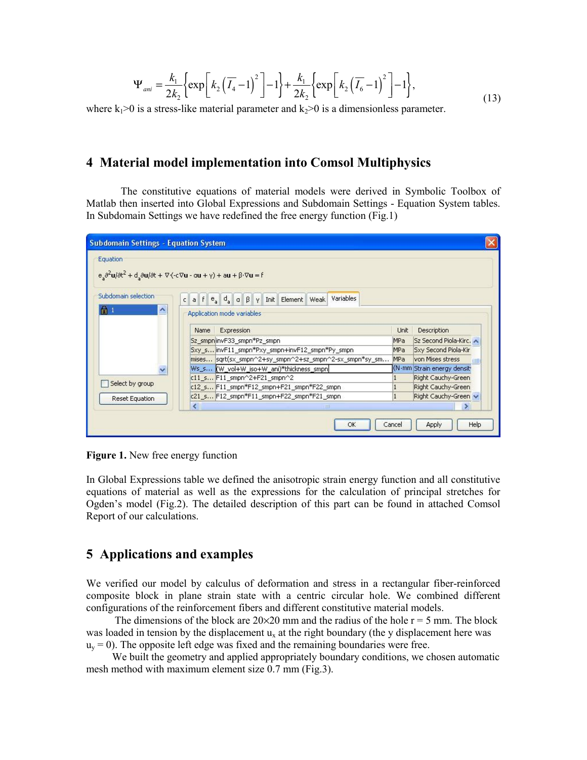$$\Psi_{ani} = \frac{k_1}{2k_2}\left\{\exp\left[k_2\left(\overline{I}_4 - 1\right)^2\right] - 1\right\} + \frac{k_1}{2k_2}\left\{\exp\left[k_2\left(\overline{I}_6 - 1\right)^2\right] - 1\right\}, \tag{13}$$

where $k_1>0$ is a stress-like material parameter and $k_2>0$ is a dimensionless parameter.

## 4 Material model implementation into Comsol Multiphysics

The constitutive equations of material models were derived in Symbolic Toolbox of Matlab then inserted into Global Expressions and Subdomain Settings - Equation System tables. In Subdomain Settings we have redefined the free energy function (Fig.1)

**Figure 1.** New free energy function

In Global Expressions table we defined the anisotropic strain energy function and all constitutive equations of material as well as the expressions for the calculation of principal stretches for Ogden's model (Fig.2). The detailed description of this part can be found in attached Comsol Report of our calculations.

## 5 Applications and examples

We verified our model by calculus of deformation and stress in a rectangular fiber-reinforced composite block in plane strain state with a centric circular hole. We combined different configurations of the reinforcement fibers and different constitutive material models.

The dimensions of the block are 20×20 mm and the radius of the hole r = 5 mm. The block was loaded in tension by the displacement $u_x$ at the right boundary (the y displacement here was $u_y = 0$). The opposite left edge was fixed and the remaining boundaries were free.

We built the geometry and applied appropriately boundary conditions, we chosen automatic mesh method with maximum element size 0.7 mm (Fig.3).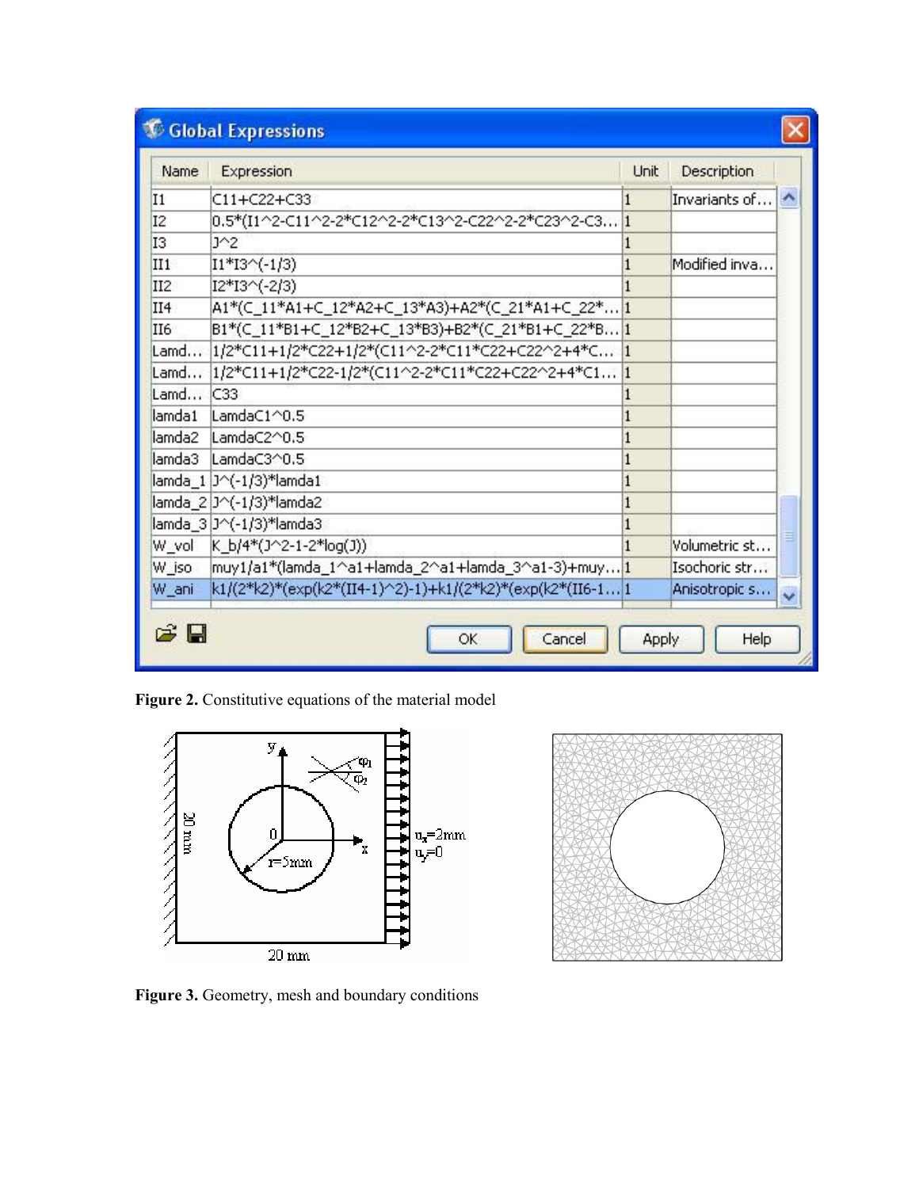Figure 2. Constitutive equations of the material model

Figure 3. Geometry, mesh and boundary conditions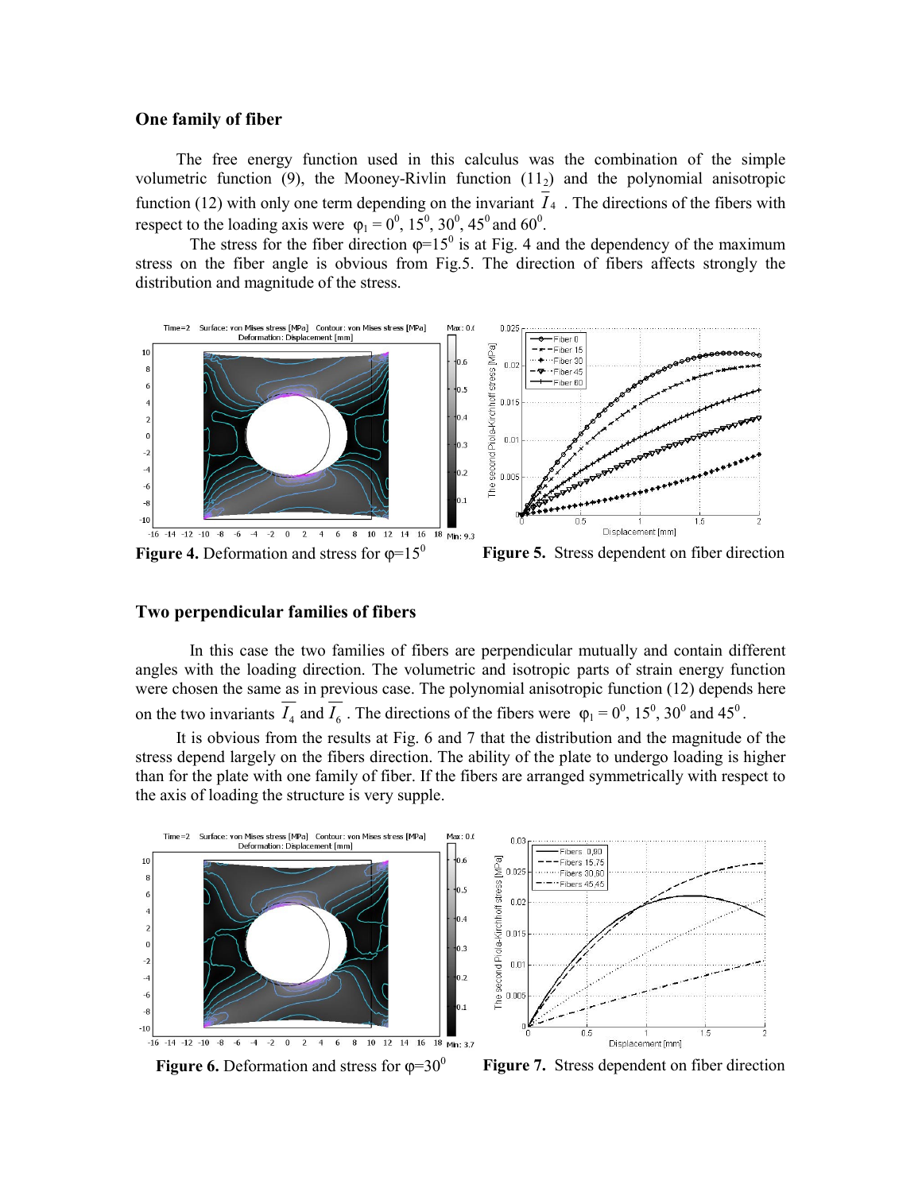### One family of fiber

The free energy function used in this calculus was the combination of the simple volumetric function (9), the Mooney-Rivlin function ($11_2$) and the polynomial anisotropic function (12) with only one term depending on the invariant $\overline{I}_4$. The directions of the fibers with respect to the loading axis were $\varphi_1 = 0^0$, $15^0$, $30^0$, $45^0$ and $60^0$.

The stress for the fiber direction $\varphi=15^0$ is at Fig. 4 and the dependency of the maximum stress on the fiber angle is obvious from Fig.5. The direction of fibers affects strongly the distribution and magnitude of the stress.

**Figure 4.** Deformation and stress for $\varphi=15^0$

**Figure 5.** Stress dependent on fiber direction

### Two perpendicular families of fibers

In this case the two families of fibers are perpendicular mutually and contain different angles with the loading direction. The volumetric and isotropic parts of strain energy function were chosen the same as in previous case. The polynomial anisotropic function (12) depends here on the two invariants $\overline{I}_4$ and $\overline{I}_6$. The directions of the fibers were $\varphi_1 = 0^0$, $15^0$, $30^0$ and $45^0$.

It is obvious from the results at Fig. 6 and 7 that the distribution and the magnitude of the stress depend largely on the fibers direction. The ability of the plate to undergo loading is higher than for the plate with one family of fiber. If the fibers are arranged symmetrically with respect to the axis of loading the structure is very supple.

**Figure 6.** Deformation and stress for $\varphi=30^0$

**Figure 7.** Stress dependent on fiber direction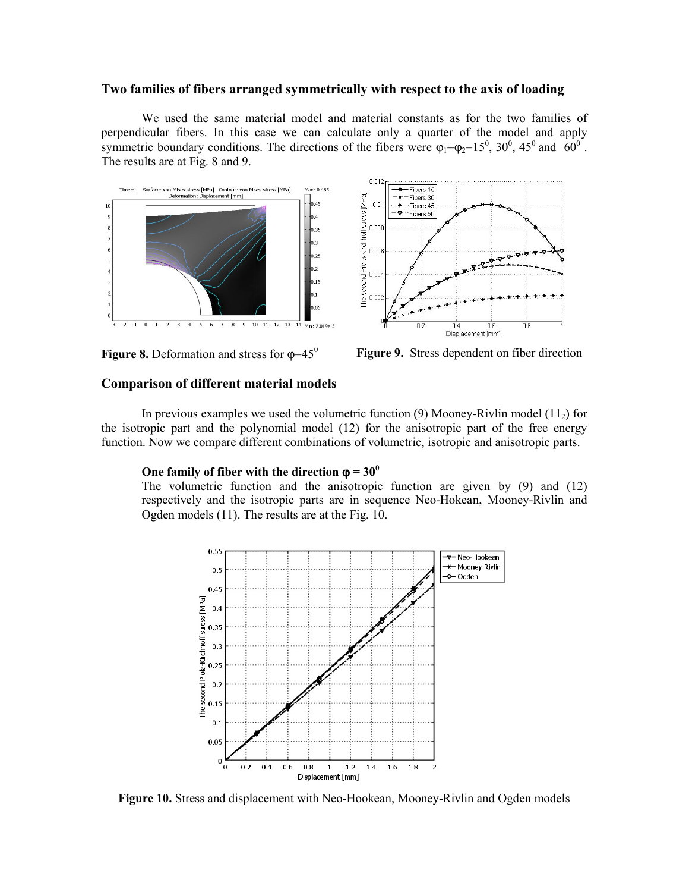**Two families of fibers arranged symmetrically with respect to the axis of loading**

We used the same material model and material constants as for the two families of perpendicular fibers. In this case we can calculate only a quarter of the model and apply symmetric boundary conditions. The directions of the fibers were $\varphi_1=\varphi_2=15^0$, $30^0$, $45^0$ and $60^0$. The results are at Fig. 8 and 9.

**Figure 8.** Deformation and stress for $\varphi=45^0$

**Figure 9.** Stress dependent on fiber direction

**Comparison of different material models**

In previous examples we used the volumetric function (9) Mooney-Rivlin model ($11_2$) for the isotropic part and the polynomial model (12) for the anisotropic part of the free energy function. Now we compare different combinations of volumetric, isotropic and anisotropic parts.

**One family of fiber with the direction $\varphi = 30^0$**

The volumetric function and the anisotropic function are given by (9) and (12) respectively and the isotropic parts are in sequence Neo-Hokean, Mooney-Rivlin and Ogden models (11). The results are at the Fig. 10.

**Figure 10.** Stress and displacement with Neo-Hookean, Mooney-Rivlin and Ogden models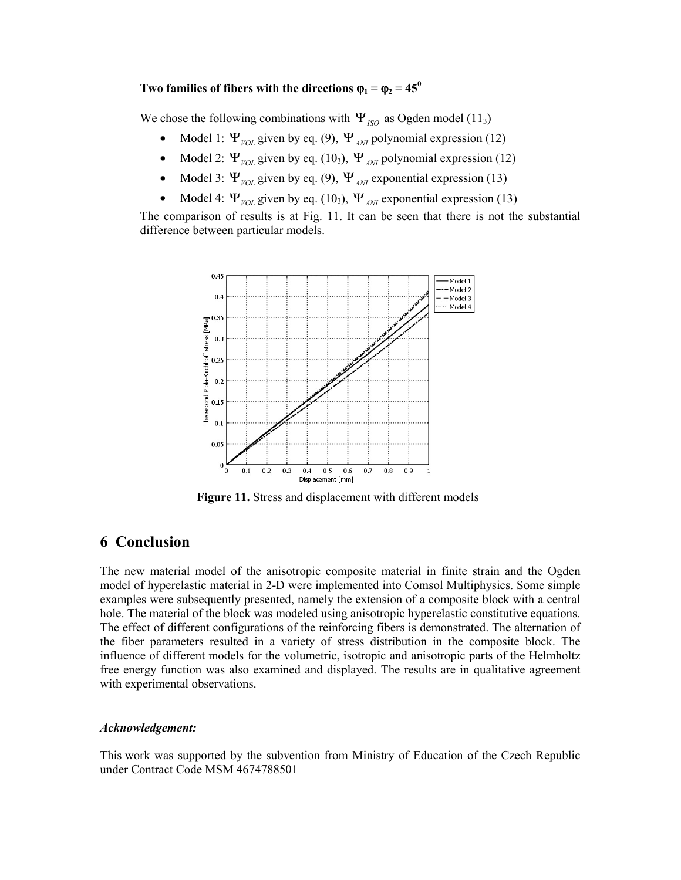**Two families of fibers with the directions $\varphi_1 = \varphi_2 = 45^0$**

We chose the following combinations with $\Psi_{ISO}$ as Ogden model ($11_3$)

- Model 1: $\Psi_{VOL}$ given by eq. (9), $\Psi_{ANI}$ polynomial expression (12)
- Model 2: $\Psi_{VOL}$ given by eq. ($10_3$), $\Psi_{ANI}$ polynomial expression (12)
- Model 3: $\Psi_{VOL}$ given by eq. (9), $\Psi_{ANI}$ exponential expression (13)
- Model 4: $\Psi_{VOL}$ given by eq. ($10_3$), $\Psi_{ANI}$ exponential expression (13)

The comparison of results is at Fig. 11. It can be seen that there is not the substantial difference between particular models.

**Figure 11.** Stress and displacement with different models

## 6 Conclusion

The new material model of the anisotropic composite material in finite strain and the Ogden model of hyperelastic material in 2-D were implemented into Comsol Multiphysics. Some simple examples were subsequently presented, namely the extension of a composite block with a central hole. The material of the block was modeled using anisotropic hyperelastic constitutive equations. The effect of different configurations of the reinforcing fibers is demonstrated. The alternation of the fiber parameters resulted in a variety of stress distribution in the composite block. The influence of different models for the volumetric, isotropic and anisotropic parts of the Helmholtz free energy function was also examined and displayed. The results are in qualitative agreement with experimental observations.

***Acknowledgement:***

This work was supported by the subvention from Ministry of Education of the Czech Republic under Contract Code MSM 4674788501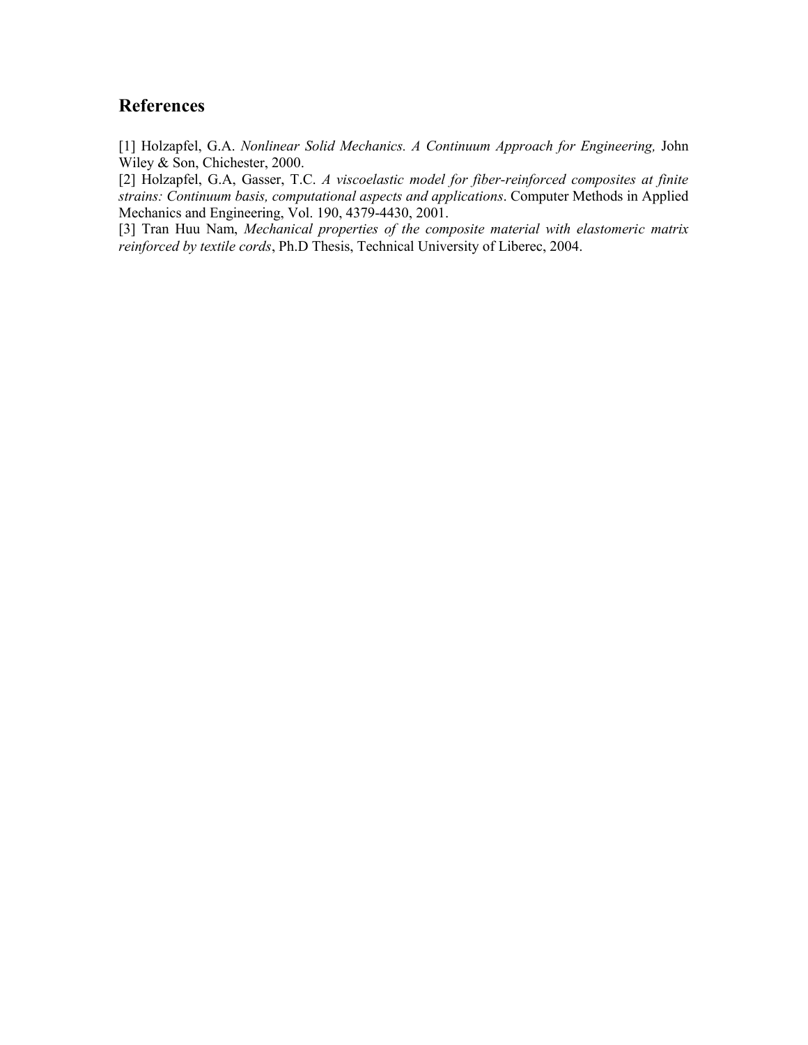## References

[1] Holzapfel, G.A. *Nonlinear Solid Mechanics. A Continuum Approach for Engineering,* John Wiley & Son, Chichester, 2000.

[2] Holzapfel, G.A, Gasser, T.C. *A viscoelastic model for fiber-reinforced composites at finite strains: Continuum basis, computational aspects and applications*. Computer Methods in Applied Mechanics and Engineering, Vol. 190, 4379-4430, 2001.

[3] Tran Huu Nam, *Mechanical properties of the composite material with elastomeric matrix reinforced by textile cords*, Ph.D Thesis, Technical University of Liberec, 2004.